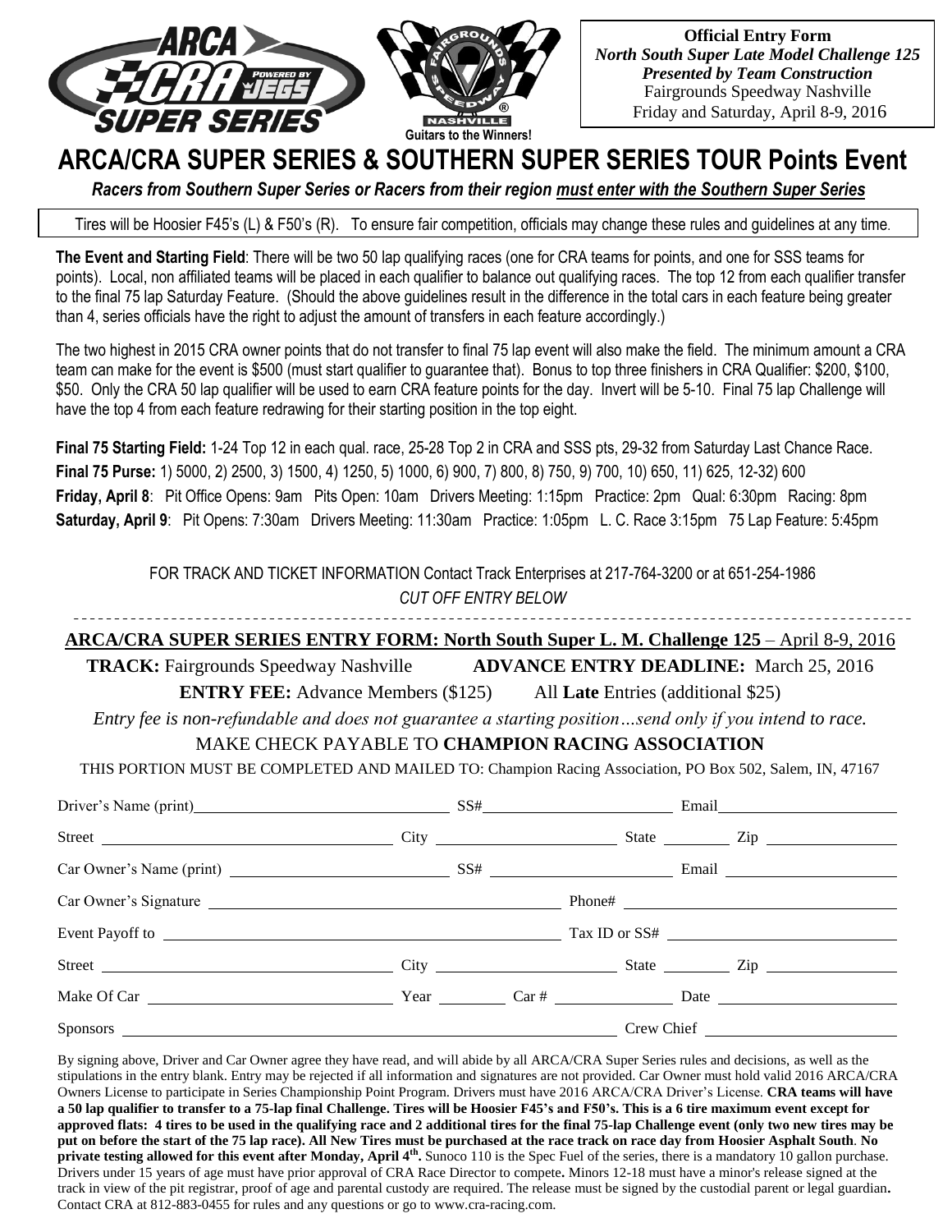ARCA CRA SUPER SERIES POWERED BY JEGS

FAIRGROUNDS SPEEDWAY NASHVILLE

Guitars to the Winners!

**Official Entry Form**
***North South Super Late Model Challenge 125***
***Presented by Team Construction***
Fairgrounds Speedway Nashville
Friday and Saturday, April 8-9, 2016

# ARCA/CRA SUPER SERIES & SOUTHERN SUPER SERIES TOUR Points Event

***Racers from Southern Super Series or Racers from their region must enter with the Southern Super Series***

Tires will be Hoosier F45's (L) & F50's (R). To ensure fair competition, officials may change these rules and guidelines at any time.

**The Event and Starting Field**: There will be two 50 lap qualifying races (one for CRA teams for points, and one for SSS teams for points). Local, non affiliated teams will be placed in each qualifier to balance out qualifying races. The top 12 from each qualifier transfer to the final 75 lap Saturday Feature. (Should the above guidelines result in the difference in the total cars in each feature being greater than 4, series officials have the right to adjust the amount of transfers in each feature accordingly.)

The two highest in 2015 CRA owner points that do not transfer to final 75 lap event will also make the field. The minimum amount a CRA team can make for the event is $500 (must start qualifier to guarantee that). Bonus to top three finishers in CRA Qualifier: $200, $100, $50. Only the CRA 50 lap qualifier will be used to earn CRA feature points for the day. Invert will be 5-10. Final 75 lap Challenge will have the top 4 from each feature redrawing for their starting position in the top eight.

**Final 75 Starting Field:** 1-24 Top 12 in each qual. race, 25-28 Top 2 in CRA and SSS pts, 29-32 from Saturday Last Chance Race.
**Final 75 Purse:** 1) 5000, 2) 2500, 3) 1500, 4) 1250, 5) 1000, 6) 900, 7) 800, 8) 750, 9) 700, 10) 650, 11) 625, 12-32) 600
**Friday, April 8**: Pit Office Opens: 9am Pits Open: 10am Drivers Meeting: 1:15pm Practice: 2pm Qual: 6:30pm Racing: 8pm
**Saturday, April 9**: Pit Opens: 7:30am Drivers Meeting: 11:30am Practice: 1:05pm L. C. Race 3:15pm 75 Lap Feature: 5:45pm

FOR TRACK AND TICKET INFORMATION Contact Track Enterprises at 217-764-3200 or at 651-254-1986
*CUT OFF ENTRY BELOW*

---

**ARCA/CRA SUPER SERIES ENTRY FORM: North South Super L. M. Challenge 125** – April 8-9, 2016

**TRACK:** Fairgrounds Speedway Nashville **ADVANCE ENTRY DEADLINE:** March 25, 2016

**ENTRY FEE:** Advance Members ($125) All **Late** Entries (additional $25)

*Entry fee is non-refundable and does not guarantee a starting position…send only if you intend to race.*

MAKE CHECK PAYABLE TO **CHAMPION RACING ASSOCIATION**

THIS PORTION MUST BE COMPLETED AND MAILED TO: Champion Racing Association, PO Box 502, Salem, IN, 47167

Driver's Name (print)\_\_\_\_\_\_\_\_\_\_ SS#\_\_\_\_\_\_\_\_\_\_ Email\_\_\_\_\_\_\_\_\_\_

Street \_\_\_\_\_\_\_\_\_\_ City \_\_\_\_\_\_\_\_\_\_ State \_\_\_\_\_ Zip \_\_\_\_\_\_\_\_\_\_

Car Owner's Name (print) \_\_\_\_\_\_\_\_\_\_ SS# \_\_\_\_\_\_\_\_\_\_ Email \_\_\_\_\_\_\_\_\_\_

Car Owner's Signature \_\_\_\_\_\_\_\_\_\_ Phone# \_\_\_\_\_\_\_\_\_\_

Event Payoff to \_\_\_\_\_\_\_\_\_\_ Tax ID or SS# \_\_\_\_\_\_\_\_\_\_

Street \_\_\_\_\_\_\_\_\_\_ City \_\_\_\_\_\_\_\_\_\_ State \_\_\_\_\_ Zip \_\_\_\_\_\_\_\_\_\_

Make Of Car \_\_\_\_\_\_\_\_\_\_ Year \_\_\_\_\_ Car # \_\_\_\_\_\_\_\_\_\_ Date \_\_\_\_\_\_\_\_\_\_

Sponsors \_\_\_\_\_\_\_\_\_\_ Crew Chief \_\_\_\_\_\_\_\_\_\_

By signing above, Driver and Car Owner agree they have read, and will abide by all ARCA/CRA Super Series rules and decisions, as well as the stipulations in the entry blank. Entry may be rejected if all information and signatures are not provided. Car Owner must hold valid 2016 ARCA/CRA Owners License to participate in Series Championship Point Program. Drivers must have 2016 ARCA/CRA Driver's License. **CRA teams will have a 50 lap qualifier to transfer to a 75-lap final Challenge. Tires will be Hoosier F45's and F50's. This is a 6 tire maximum event except for approved flats: 4 tires to be used in the qualifying race and 2 additional tires for the final 75-lap Challenge event (only two new tires may be put on before the start of the 75 lap race). All New Tires must be purchased at the race track on race day from Hoosier Asphalt South**. **No private testing allowed for this event after Monday, April 4th.** Sunoco 110 is the Spec Fuel of the series, there is a mandatory 10 gallon purchase. Drivers under 15 years of age must have prior approval of CRA Race Director to compete**.** Minors 12-18 must have a minor's release signed at the track in view of the pit registrar, proof of age and parental custody are required. The release must be signed by the custodial parent or legal guardian**.** Contact CRA at 812-883-0455 for rules and any questions or go to www.cra-racing.com.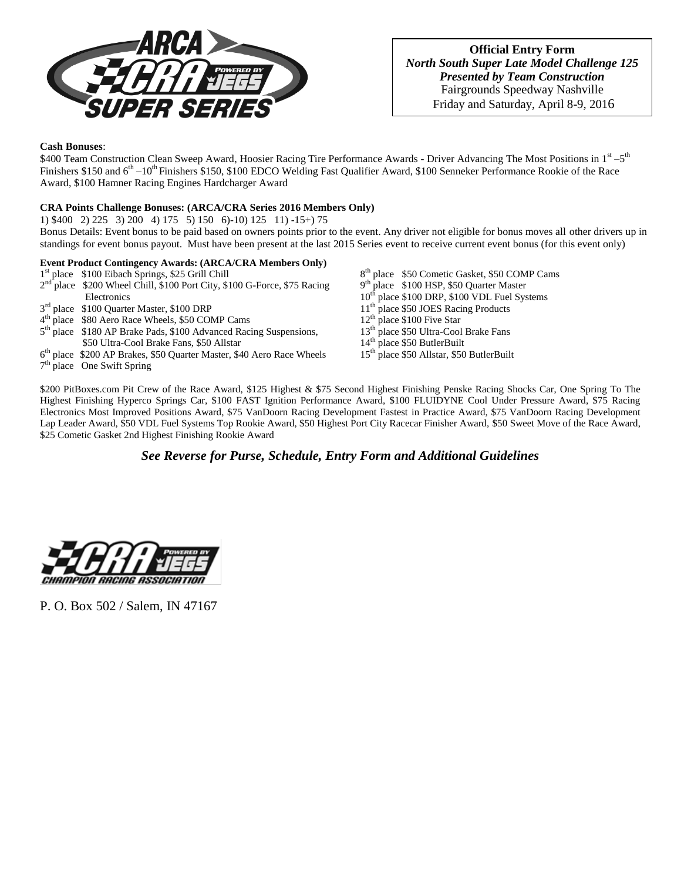**Official Entry Form**
***North South Super Late Model Challenge 125***
***Presented by Team Construction***
Fairgrounds Speedway Nashville
Friday and Saturday, April 8-9, 2016

**Cash Bonuses**:
\$400 Team Construction Clean Sweep Award, Hoosier Racing Tire Performance Awards - Driver Advancing The Most Positions in 1st –5th Finishers \$150 and 6th –10th Finishers \$150, \$100 EDCO Welding Fast Qualifier Award, \$100 Senneker Performance Rookie of the Race Award, \$100 Hamner Racing Engines Hardcharger Award

**CRA Points Challenge Bonuses: (ARCA/CRA Series 2016 Members Only)**
1) \$400 2) 225 3) 200 4) 175 5) 150 6)-10) 125 11) -15+) 75
Bonus Details: Event bonus to be paid based on owners points prior to the event. Any driver not eligible for bonus moves all other drivers up in standings for event bonus payout. Must have been present at the last 2015 Series event to receive current event bonus (for this event only)

**Event Product Contingency Awards: (ARCA/CRA Members Only)**
1st place \$100 Eibach Springs, \$25 Grill Chill
2nd place \$200 Wheel Chill, \$100 Port City, \$100 G-Force, \$75 Racing Electronics
3rd place \$100 Quarter Master, \$100 DRP
4th place \$80 Aero Race Wheels, \$50 COMP Cams
5th place \$180 AP Brake Pads, \$100 Advanced Racing Suspensions, \$50 Ultra-Cool Brake Fans, \$50 Allstar
6th place \$200 AP Brakes, \$50 Quarter Master, \$40 Aero Race Wheels
7th place One Swift Spring
8th place \$50 Cometic Gasket, \$50 COMP Cams
9th place \$100 HSP, \$50 Quarter Master
10th place \$100 DRP, \$100 VDL Fuel Systems
11th place \$50 JOES Racing Products
12th place \$100 Five Star
13th place \$50 Ultra-Cool Brake Fans
14th place \$50 ButlerBuilt
15th place \$50 Allstar, \$50 ButlerBuilt

\$200 PitBoxes.com Pit Crew of the Race Award, \$125 Highest & \$75 Second Highest Finishing Penske Racing Shocks Car, One Spring To The Highest Finishing Hyperco Springs Car, \$100 FAST Ignition Performance Award, \$100 FLUIDYNE Cool Under Pressure Award, \$75 Racing Electronics Most Improved Positions Award, \$75 VanDoorn Racing Development Fastest in Practice Award, \$75 VanDoorn Racing Development Lap Leader Award, \$50 VDL Fuel Systems Top Rookie Award, \$50 Highest Port City Racecar Finisher Award, \$50 Sweet Move of the Race Award, \$25 Cometic Gasket 2nd Highest Finishing Rookie Award

***See Reverse for Purse, Schedule, Entry Form and Additional Guidelines***

P. O. Box 502 / Salem, IN 47167